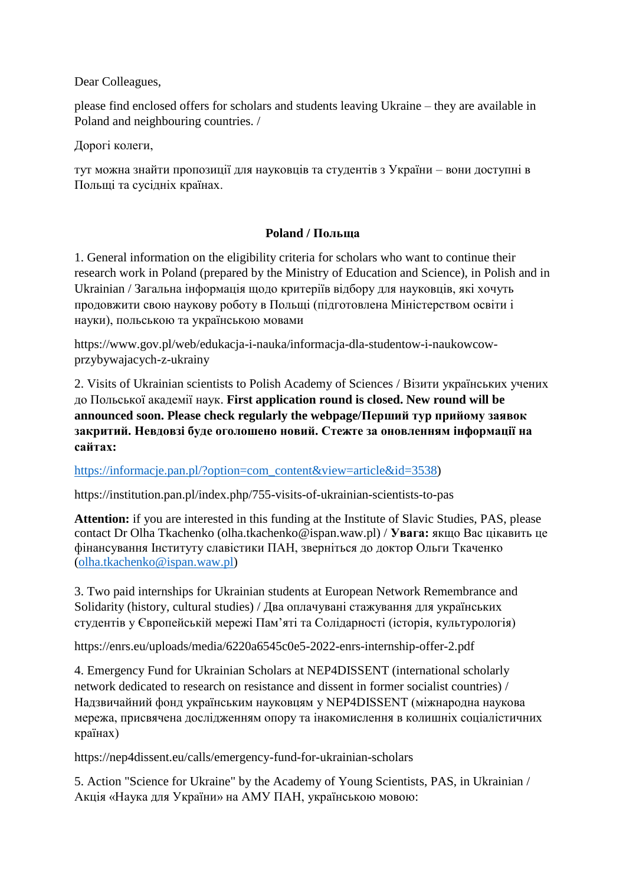Dear Colleagues,

please find enclosed offers for scholars and students leaving Ukraine – they are available in Poland and neighbouring countries. /

Дорогі колеги,

тут можна знайти пропозиції для науковців та студентів з України – вони доступні в Польщі та сусідніх країнах.

**Poland / Польща**

1. General information on the eligibility criteria for scholars who want to continue their research work in Poland (prepared by the Ministry of Education and Science), in Polish and in Ukrainian / Загальна інформація щодо критеріїв відбору для науковців, які хочуть продовжити свою наукову роботу в Польщі (підготовлена Міністерством освіти і науки), польською та українською мовами

https://www.gov.pl/web/edukacja-i-nauka/informacja-dla-studentow-i-naukowcow-przybywajacych-z-ukrainy

2. Visits of Ukrainian scientists to Polish Academy of Sciences / Візити українських учених до Польської академії наук. **First application round is closed. New round will be announced soon. Please check regularly the webpage/Перший тур прийому заявок закритий. Невдовзі буде оголошено новий. Стежте за оновленням інформації на сайтах:**

[https://informacje.pan.pl/?option=com_content&view=article&id=3538](https://informacje.pan.pl/?option=com_content&view=article&id=3538))

https://institution.pan.pl/index.php/755-visits-of-ukrainian-scientists-to-pas

**Attention:** if you are interested in this funding at the Institute of Slavic Studies, PAS, please contact Dr Olha Tkachenko (olha.tkachenko@ispan.waw.pl) / **Увага:** якщо Вас цікавить це фінансування Інституту славістики ПАН, зверніться до доктор Ольги Ткаченко ([olha.tkachenko@ispan.waw.pl](mailto:olha.tkachenko@ispan.waw.pl))

3. Two paid internships for Ukrainian students at European Network Remembrance and Solidarity (history, cultural studies) / Два оплачувані стажування для українських студентів у Європейській мережі Пам'яті та Солідарності (історія, культурологія)

https://enrs.eu/uploads/media/6220a6545c0e5-2022-enrs-internship-offer-2.pdf

4. Emergency Fund for Ukrainian Scholars at NEP4DISSENT (international scholarly network dedicated to research on resistance and dissent in former socialist countries) / Надзвичайний фонд українським науковцям у NEP4DISSENT (міжнародна наукова мережа, присвячена дослідженням опору та інакомислення в колишніх соціалістичних країнах)

https://nep4dissent.eu/calls/emergency-fund-for-ukrainian-scholars

5. Action "Science for Ukraine" by the Academy of Young Scientists, PAS, in Ukrainian / Акція «Наука для України» на АМУ ПАН, українською мовою: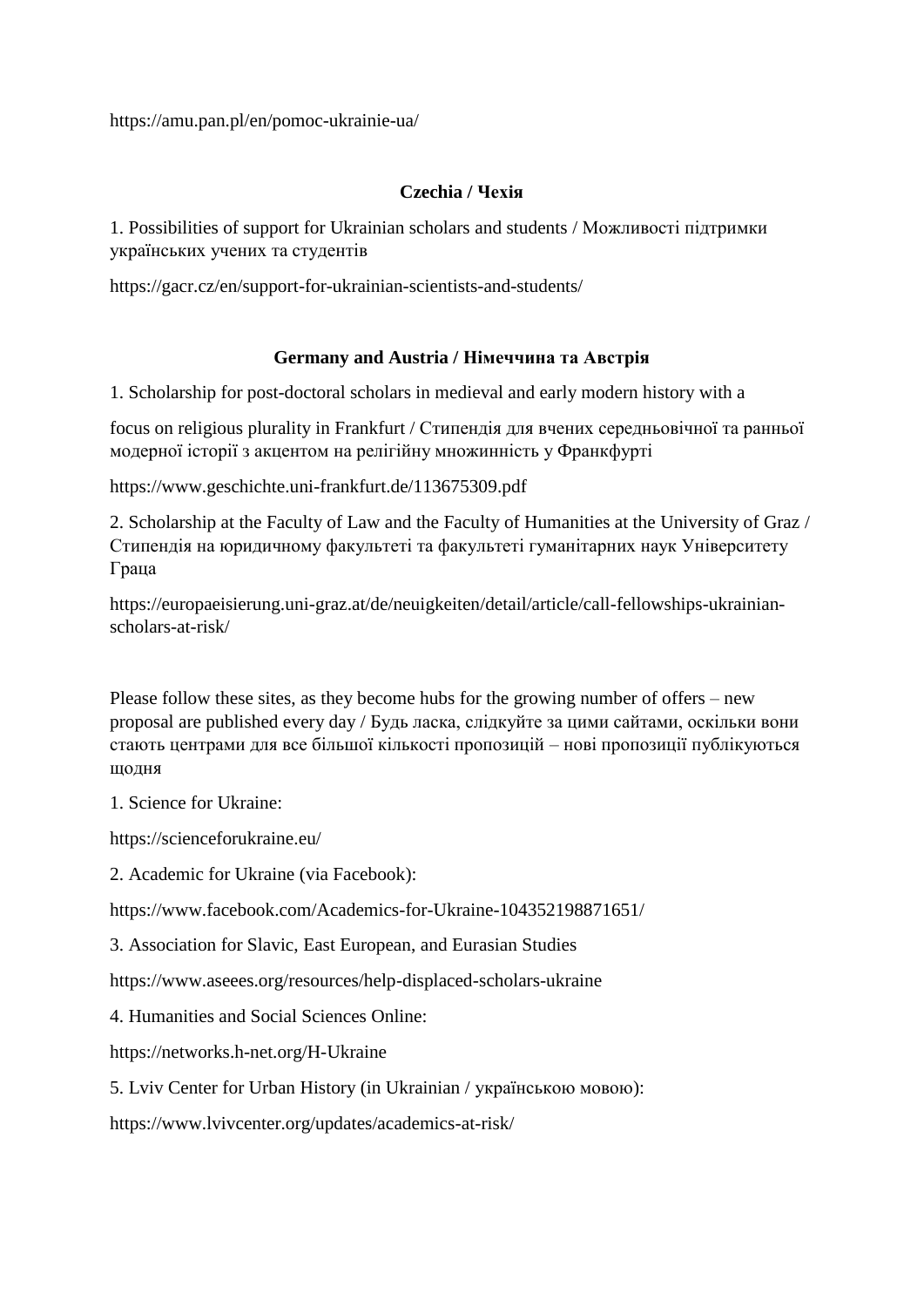https://amu.pan.pl/en/pomoc-ukrainie-ua/

**Czechia / Чехія**

1. Possibilities of support for Ukrainian scholars and students / Можливості підтримки українських учених та студентів

https://gacr.cz/en/support-for-ukrainian-scientists-and-students/

**Germany and Austria / Німеччина та Австрія**

1. Scholarship for post-doctoral scholars in medieval and early modern history with a

focus on religious plurality in Frankfurt / Стипендія для вчених середньовічної та ранньої модерної історії з акцентом на релігійну множинність у Франкфурті

https://www.geschichte.uni-frankfurt.de/113675309.pdf

2. Scholarship at the Faculty of Law and the Faculty of Humanities at the University of Graz / Стипендія на юридичному факультеті та факультеті гуманітарних наук Університету Граца

https://europaeisierung.uni-graz.at/de/neuigkeiten/detail/article/call-fellowships-ukrainian-scholars-at-risk/

Please follow these sites, as they become hubs for the growing number of offers – new proposal are published every day / Будь ласка, слідкуйте за цими сайтами, оскільки вони стають центрами для все більшої кількості пропозицій – нові пропозиції публікуються щодня

1. Science for Ukraine:

https://scienceforukraine.eu/

2. Academic for Ukraine (via Facebook):

https://www.facebook.com/Academics-for-Ukraine-104352198871651/

3. Association for Slavic, East European, and Eurasian Studies

https://www.aseees.org/resources/help-displaced-scholars-ukraine

4. Humanities and Social Sciences Online:

https://networks.h-net.org/H-Ukraine

5. Lviv Center for Urban History (in Ukrainian / українською мовою):

https://www.lvivcenter.org/updates/academics-at-risk/